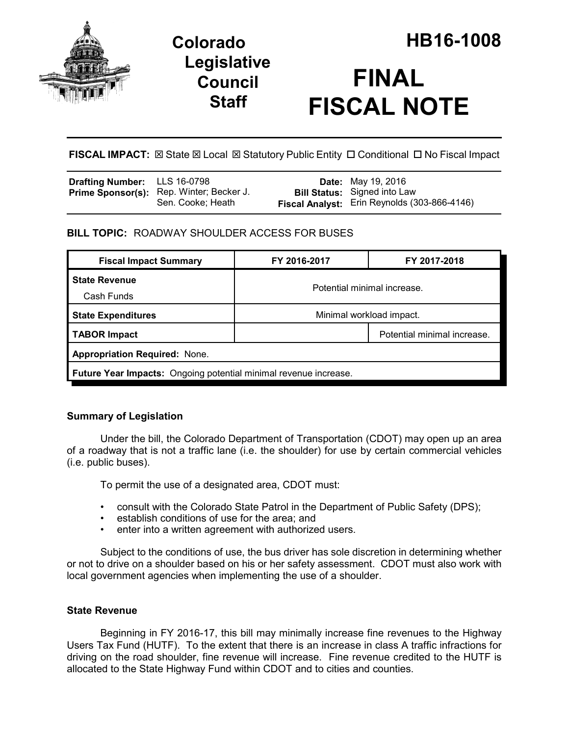Colorado Legislative Council Staff

# HB16-1008

# FINAL FISCAL NOTE

**FISCAL IMPACT:** ☒ State ☒ Local ☒ Statutory Public Entity ☐ Conditional ☐ No Fiscal Impact

| | | | |
|---|---|---|---|
| **Drafting Number:** | LLS 16-0798 | **Date:** | May 19, 2016 |
| **Prime Sponsor(s):** | Rep. Winter; Becker J. Sen. Cooke; Heath | **Bill Status:** | Signed into Law |
| | | **Fiscal Analyst:** | Erin Reynolds (303-866-4146) |

**BILL TOPIC:** ROADWAY SHOULDER ACCESS FOR BUSES

| Fiscal Impact Summary | FY 2016-2017 | FY 2017-2018 |
|---|---|---|
| **State Revenue** Cash Funds | Potential minimal increase. | |
| **State Expenditures** | Minimal workload impact. | |
| **TABOR Impact** | | Potential minimal increase. |
| **Appropriation Required:** None. | | |
| **Future Year Impacts:** Ongoing potential minimal revenue increase. | | |

## Summary of Legislation

Under the bill, the Colorado Department of Transportation (CDOT) may open up an area of a roadway that is not a traffic lane (i.e. the shoulder) for use by certain commercial vehicles (i.e. public buses).

To permit the use of a designated area, CDOT must:

- consult with the Colorado State Patrol in the Department of Public Safety (DPS);
- establish conditions of use for the area; and
- enter into a written agreement with authorized users.

Subject to the conditions of use, the bus driver has sole discretion in determining whether or not to drive on a shoulder based on his or her safety assessment. CDOT must also work with local government agencies when implementing the use of a shoulder.

## State Revenue

Beginning in FY 2016-17, this bill may minimally increase fine revenues to the Highway Users Tax Fund (HUTF). To the extent that there is an increase in class A traffic infractions for driving on the road shoulder, fine revenue will increase. Fine revenue credited to the HUTF is allocated to the State Highway Fund within CDOT and to cities and counties.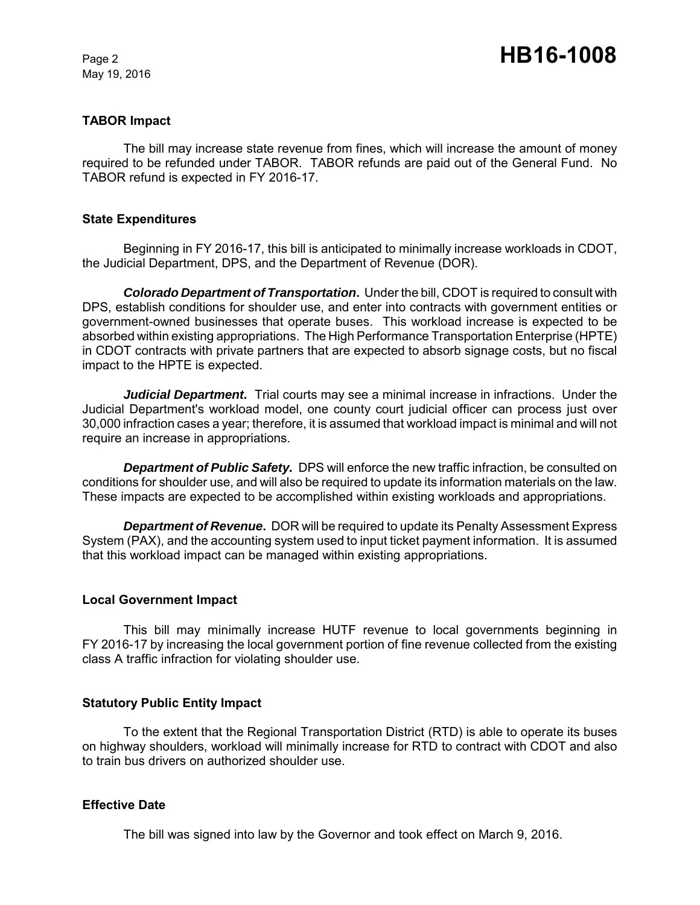## TABOR Impact

The bill may increase state revenue from fines, which will increase the amount of money required to be refunded under TABOR. TABOR refunds are paid out of the General Fund. No TABOR refund is expected in FY 2016-17.

## State Expenditures

Beginning in FY 2016-17, this bill is anticipated to minimally increase workloads in CDOT, the Judicial Department, DPS, and the Department of Revenue (DOR).

***Colorado Department of Transportation*.** Under the bill, CDOT is required to consult with DPS, establish conditions for shoulder use, and enter into contracts with government entities or government-owned businesses that operate buses. This workload increase is expected to be absorbed within existing appropriations. The High Performance Transportation Enterprise (HPTE) in CDOT contracts with private partners that are expected to absorb signage costs, but no fiscal impact to the HPTE is expected.

***Judicial Department.*** Trial courts may see a minimal increase in infractions. Under the Judicial Department's workload model, one county court judicial officer can process just over 30,000 infraction cases a year; therefore, it is assumed that workload impact is minimal and will not require an increase in appropriations.

***Department of Public Safety.*** DPS will enforce the new traffic infraction, be consulted on conditions for shoulder use, and will also be required to update its information materials on the law. These impacts are expected to be accomplished within existing workloads and appropriations.

***Department of Revenue*.** DOR will be required to update its Penalty Assessment Express System (PAX), and the accounting system used to input ticket payment information. It is assumed that this workload impact can be managed within existing appropriations.

## Local Government Impact

This bill may minimally increase HUTF revenue to local governments beginning in FY 2016-17 by increasing the local government portion of fine revenue collected from the existing class A traffic infraction for violating shoulder use.

## Statutory Public Entity Impact

To the extent that the Regional Transportation District (RTD) is able to operate its buses on highway shoulders, workload will minimally increase for RTD to contract with CDOT and also to train bus drivers on authorized shoulder use.

## Effective Date

The bill was signed into law by the Governor and took effect on March 9, 2016.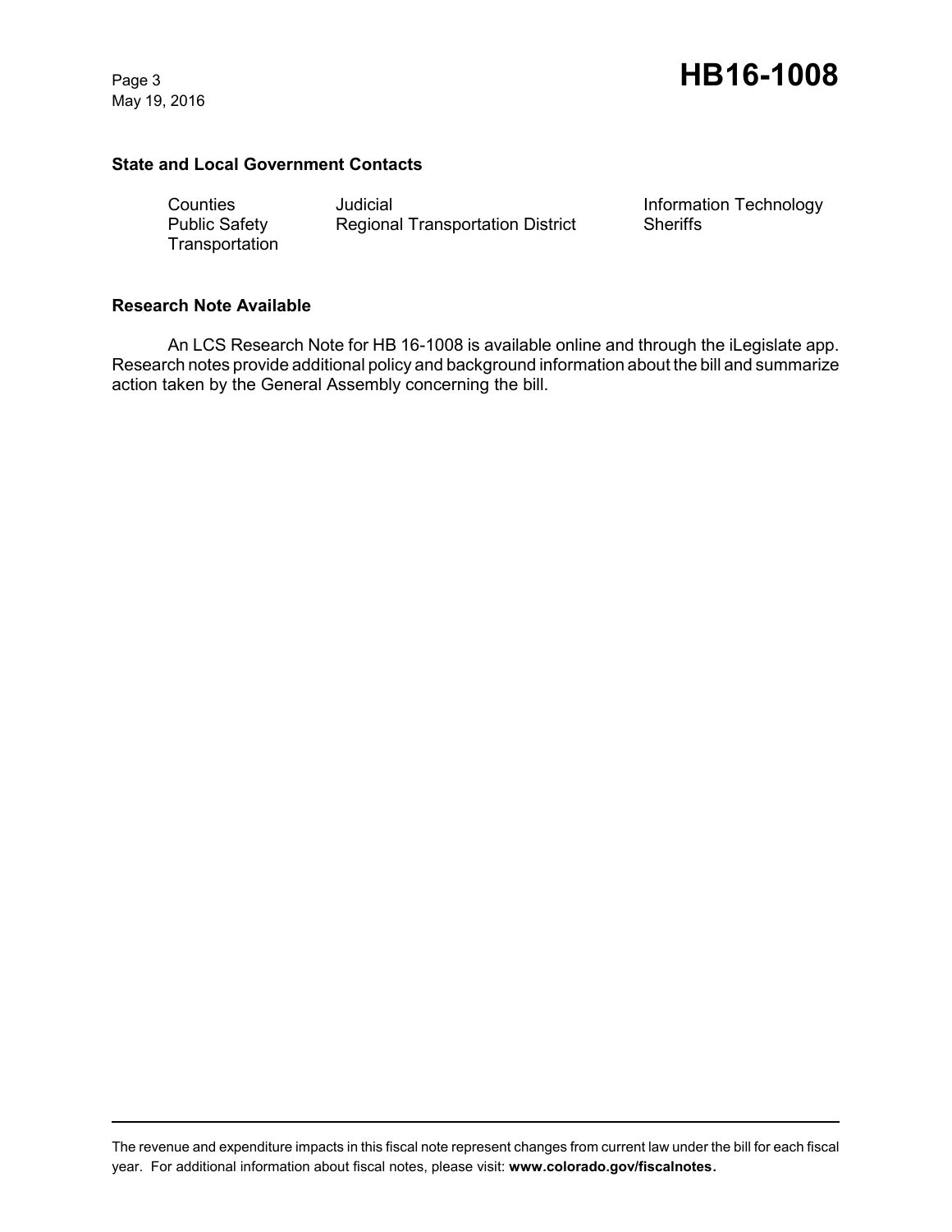### State and Local Government Contacts

| | | |
|---|---|---|
| Counties | Judicial | Information Technology |
| Public Safety | Regional Transportation District | Sheriffs |
| Transportation | | |

### Research Note Available

An LCS Research Note for HB 16-1008 is available online and through the iLegislate app. Research notes provide additional policy and background information about the bill and summarize action taken by the General Assembly concerning the bill.

The revenue and expenditure impacts in this fiscal note represent changes from current law under the bill for each fiscal year. For additional information about fiscal notes, please visit: **www.colorado.gov/fiscalnotes.**